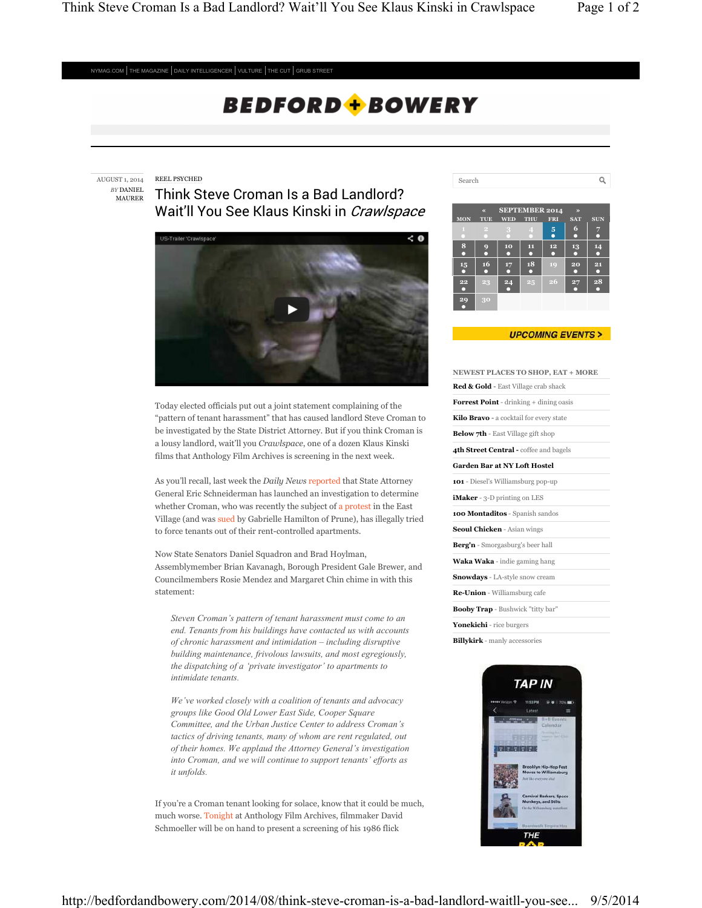NYMAG.COM | THE MAGAZINE | DAILY INTELLIGENCER | VULTURE | THE CUT | GRUB STREET

# BEDFORD + BOWERY

AUGUST 1, 2014
BY DANIEL MAURER

REEL PSYCHED

## Think Steve Croman Is a Bad Landlord? Wait'll You See Klaus Kinski in *Crawlspace*

US-Trailer 'Crawlspace'

Today elected officials put out a joint statement complaining of the "pattern of tenant harassment" that has caused landlord Steve Croman to be investigated by the State District Attorney. But if you think Croman is a lousy landlord, wait'll you *Crawlspace*, one of a dozen Klaus Kinski films that Anthology Film Archives is screening in the next week.

As you'll recall, last week the *Daily News* reported that State Attorney General Eric Schneiderman has launched an investigation to determine whether Croman, who was recently the subject of a protest in the East Village (and was sued by Gabrielle Hamilton of Prune), has illegally tried to force tenants out of their rent-controlled apartments.

Now State Senators Daniel Squadron and Brad Hoylman, Assemblymember Brian Kavanagh, Borough President Gale Brewer, and Councilmembers Rosie Mendez and Margaret Chin chime in with this statement:

> *Steven Croman's pattern of tenant harassment must come to an end. Tenants from his buildings have contacted us with accounts of chronic harassment and intimidation – including disruptive building maintenance, frivolous lawsuits, and most egregiously, the dispatching of a 'private investigator' to apartments to intimidate tenants.*
>
> *We've worked closely with a coalition of tenants and advocacy groups like Good Old Lower East Side, Cooper Square Committee, and the Urban Justice Center to address Croman's tactics of driving tenants, many of whom are rent regulated, out of their homes. We applaud the Attorney General's investigation into Croman, and we will continue to support tenants' efforts as it unfolds.*

If you're a Croman tenant looking for solace, know that it could be much, much worse. Tonight at Anthology Film Archives, filmmaker David Schmoeller will be on hand to present a screening of his 1986 flick

Search

« SEPTEMBER 2014 »

| MON | TUE | WED | THU | FRI | SAT | SUN |
|---|---|---|---|---|---|---|
| 1 | 2 | 3 | 4 | 5 | 6 | 7 |
| 8 | 9 | 10 | 11 | 12 | 13 | 14 |
| 15 | 16 | 17 | 18 | 19 | 20 | 21 |
| 22 | 23 | 24 | 25 | 26 | 27 | 28 |
| 29 | 30 | | | | | |

UPCOMING EVENTS >

NEWEST PLACES TO SHOP, EAT + MORE

- **Red & Gold** - East Village crab shack
- **Forrest Point** - drinking + dining oasis
- **Kilo Bravo** - a cocktail for every state
- **Below 7th** - East Village gift shop
- **4th Street Central** - coffee and bagels
- **Garden Bar at NY Loft Hostel**
- **101** - Diesel's Williamsburg pop-up
- **iMaker** - 3-D printing on LES
- **100 Montaditos** - Spanish sandos
- **Seoul Chicken** - Asian wings
- **Berg'n** - Smorgasburg's beer hall
- **Waka Waka** - indie gaming hang
- **Snowdays** - LA-style snow cream
- **Re-Union** - Williamsburg cafe
- **Booby Trap** - Bushwick "titty bar"
- **Yonekichi** - rice burgers
- **Billykirk** - manly accessories

TAP IN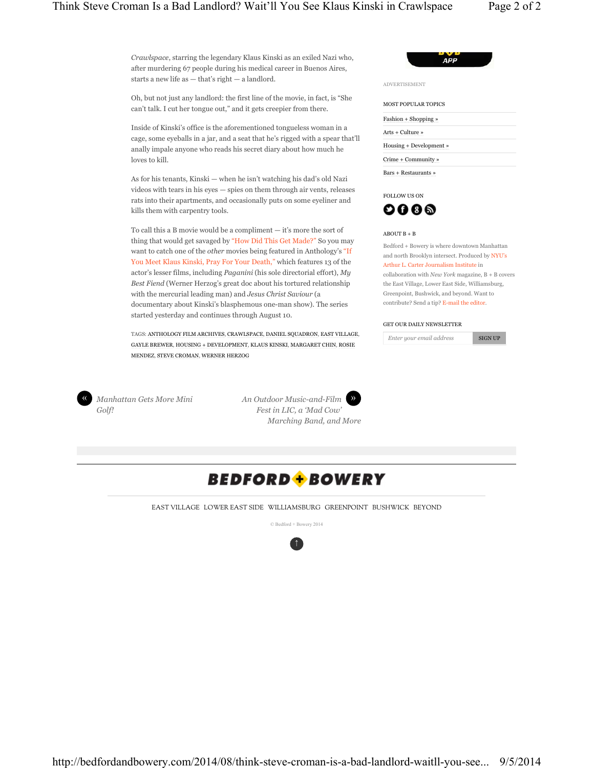*Crawlspace*, starring the legendary Klaus Kinski as an exiled Nazi who, after murdering 67 people during his medical career in Buenos Aires, starts a new life as — that's right — a landlord.

Oh, but not just any landlord: the first line of the movie, in fact, is "She can't talk. I cut her tongue out," and it gets creepier from there.

Inside of Kinski's office is the aforementioned tongueless woman in a cage, some eyeballs in a jar, and a seat that he's rigged with a spear that'll anally impale anyone who reads his secret diary about how much he loves to kill.

As for his tenants, Kinski — when he isn't watching his dad's old Nazi videos with tears in his eyes — spies on them through air vents, releases rats into their apartments, and occasionally puts on some eyeliner and kills them with carpentry tools.

To call this a B movie would be a compliment — it's more the sort of thing that would get savaged by "How Did This Get Made?" So you may want to catch one of the *other* movies being featured in Anthology's "If You Meet Klaus Kinski, Pray For Your Death," which features 13 of the actor's lesser films, including *Paganini* (his sole directorial effort), *My Best Fiend* (Werner Herzog's great doc about his tortured relationship with the mercurial leading man) and *Jesus Christ Saviour* (a documentary about Kinski's blasphemous one-man show). The series started yesterday and continues through August 10.

TAGS: ANTHOLOGY FILM ARCHIVES, CRAWLSPACE, DANIEL SQUADRON, EAST VILLAGE, GAYLE BREWER, HOUSING + DEVELOPMENT, KLAUS KINSKI, MARGARET CHIN, ROSIE MENDEZ, STEVE CROMAN, WERNER HERZOG

« *Manhattan Gets More Mini Golf!*

*An Outdoor Music-and-Film Fest in LIC, a 'Mad Cow' Marching Band, and More* »

APP

ADVERTISEMENT

MOST POPULAR TOPICS

- Fashion + Shopping »
- Arts + Culture »
- Housing + Development »
- Crime + Community »
- Bars + Restaurants »

FOLLOW US ON

ABOUT B + B

Bedford + Bowery is where downtown Manhattan and north Brooklyn intersect. Produced by NYU's Arthur L. Carter Journalism Institute in collaboration with *New York* magazine, B + B covers the East Village, Lower East Side, Williamsburg, Greenpoint, Bushwick, and beyond. Want to contribute? Send a tip? E-mail the editor.

GET OUR DAILY NEWSLETTER

Enter your email address SIGN UP

BEDFORD + BOWERY

EAST VILLAGE LOWER EAST SIDE WILLIAMSBURG GREENPOINT BUSHWICK BEYOND

© Bedford + Bowery 2014